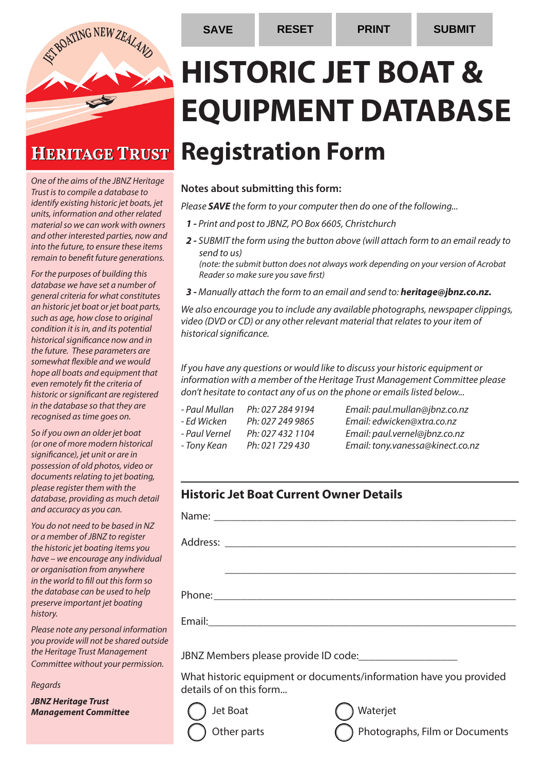SAVE | RESET | PRINT | SUBMIT

# HISTORIC JET BOAT & EQUIPMENT DATABASE

# Registration Form

**HERITAGE TRUST**

*One of the aims of the JBNZ Heritage Trust is to compile a database to identify existing historic jet boats, jet units, information and other related material so we can work with owners and other interested parties, now and into the future, to ensure these items remain to benefit future generations.*

*For the purposes of building this database we have set a number of general criteria for what constitutes an historic jet boat or jet boat parts, such as age, how close to original condition it is in, and its potential historical significance now and in the future. These parameters are somewhat flexible and we would hope all boats and equipment that even remotely fit the criteria of historic or significant are registered in the database so that they are recognised as time goes on.*

*So if you own an older jet boat (or one of more modern historical significance), jet unit or are in possession of old photos, video or documents relating to jet boating, please register them with the database, providing as much detail and accuracy as you can.*

*You do not need to be based in NZ or a member of JBNZ to register the historic jet boating items you have – we encourage any individual or organisation from anywhere in the world to fill out this form so the database can be used to help preserve important jet boating history.*

*Please note any personal information you provide will not be shared outside the Heritage Trust Management Committee without your permission.*

*Regards*

***JBNZ Heritage Trust Management Committee***

**Notes about submitting this form:**

*Please **SAVE** the form to your computer then do one of the following...*

- ***1 -*** *Print and post to JBNZ, PO Box 6605, Christchurch*
- ***2 -*** *SUBMIT the form using the button above (will attach form to an email ready to send to us)*
  *(note: the submit button does not always work depending on your version of Acrobat Reader so make sure you save first)*
- ***3 -*** *Manually attach the form to an email and send to: **heritage@jbnz.co.nz.***

*We also encourage you to include any available photographs, newspaper clippings, video (DVD or CD) or any other relevant material that relates to your item of historical significance.*

*If you have any questions or would like to discuss your historic equipment or information with a member of the Heritage Trust Management Committee please don't hesitate to contact any of us on the phone or emails listed below...*

| | | |
|---|---|---|
| *- Paul Mullan* | *Ph: 027 284 9194* | *Email: paul.mullan@jbnz.co.nz* |
| *- Ed Wicken* | *Ph: 027 249 9865* | *Email: edwicken@xtra.co.nz* |
| *- Paul Vernel* | *Ph: 027 432 1104* | *Email: paul.vernel@jbnz.co.nz* |
| *- Tony Kean* | *Ph: 021 729 430* | *Email: tony.vanessa@kinect.co.nz* |

## Historic Jet Boat Current Owner Details

Name: ___________________________________________

Address: ___________________________________________

___________________________________________

Phone: ___________________________________________

Email: ___________________________________________

JBNZ Members please provide ID code: _________________

What historic equipment or documents/information have you provided details of on this form...

- ◯ Jet Boat
- ◯ Waterjet
- ◯ Other parts
- ◯ Photographs, Film or Documents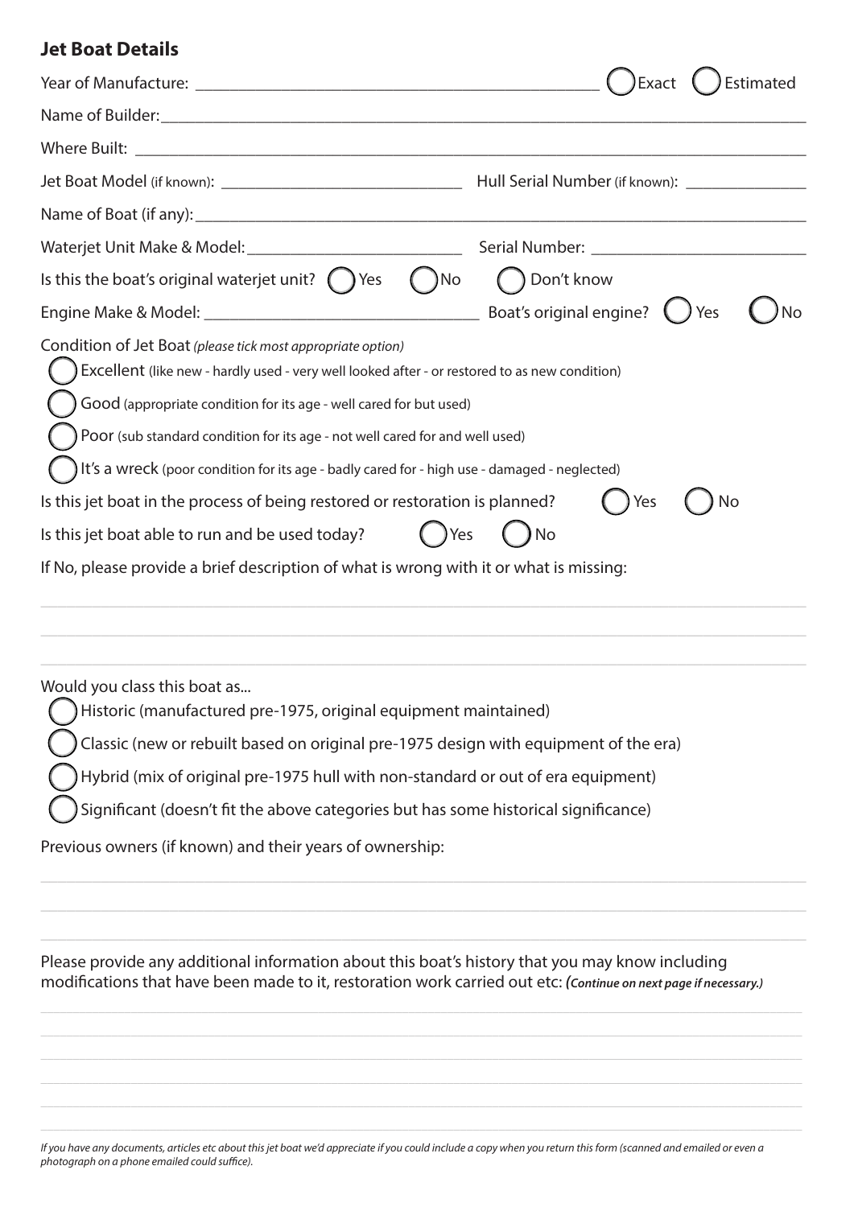## Jet Boat Details

Year of Manufacture: ______________________________ ( ) Exact ( ) Estimated

Name of Builder: ______________________________

Where Built: ______________________________

Jet Boat Model (if known): ______________________________ Hull Serial Number (if known): ______________

Name of Boat (if any): ______________________________

Waterjet Unit Make & Model: ______________________________ Serial Number: ______________________________

Is this the boat's original waterjet unit? ( ) Yes ( ) No ( ) Don't know

Engine Make & Model: ______________________________ Boat's original engine? ( ) Yes ( ) No

Condition of Jet Boat *(please tick most appropriate option)*

- ( ) Excellent (like new - hardly used - very well looked after - or restored to as new condition)
- ( ) Good (appropriate condition for its age - well cared for but used)
- ( ) Poor (sub standard condition for its age - not well cared for and well used)
- ( ) It's a wreck (poor condition for its age - badly cared for - high use - damaged - neglected)

Is this jet boat in the process of being restored or restoration is planned? ( ) Yes ( ) No

Is this jet boat able to run and be used today? ( ) Yes ( ) No

If No, please provide a brief description of what is wrong with it or what is missing:

______________________________

______________________________

______________________________

Would you class this boat as...

- ( ) Historic (manufactured pre-1975, original equipment maintained)
- ( ) Classic (new or rebuilt based on original pre-1975 design with equipment of the era)
- ( ) Hybrid (mix of original pre-1975 hull with non-standard or out of era equipment)
- ( ) Significant (doesn't fit the above categories but has some historical significance)

Previous owners (if known) and their years of ownership:

______________________________

______________________________

______________________________

Please provide any additional information about this boat's history that you may know including modifications that have been made to it, restoration work carried out etc: ***(Continue on next page if necessary.)***

______________________________

______________________________

______________________________

______________________________

______________________________

*If you have any documents, articles etc about this jet boat we'd appreciate if you could include a copy when you return this form (scanned and emailed or even a photograph on a phone emailed could suffice).*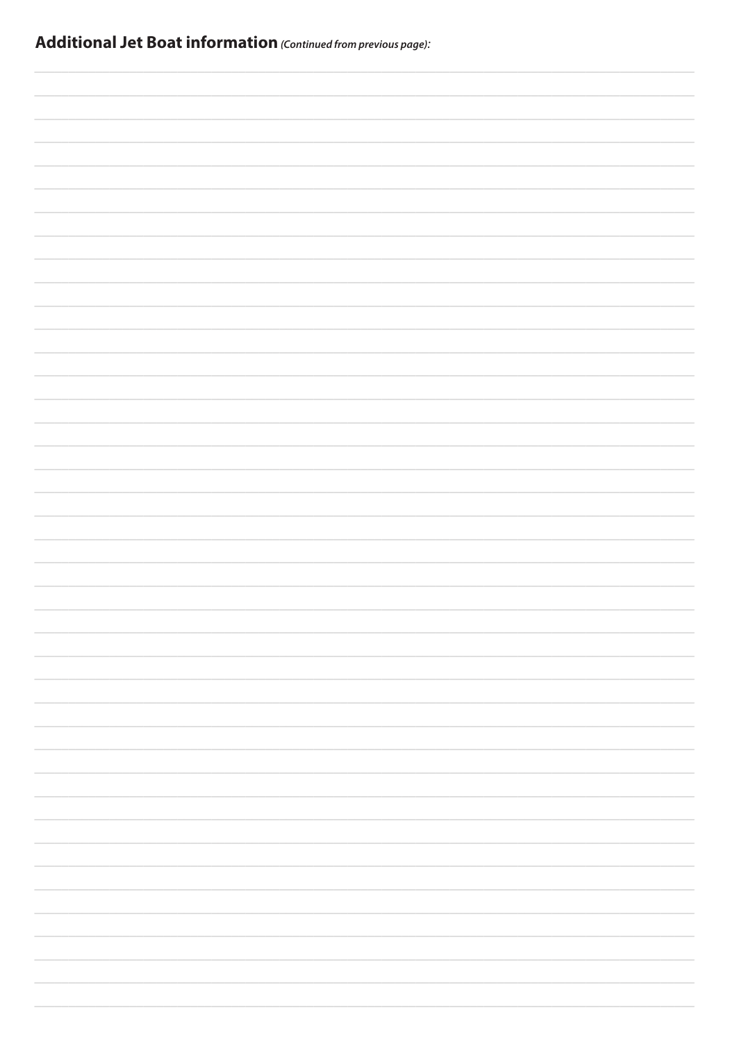**Additional Jet Boat information** ***(Continued from previous page):***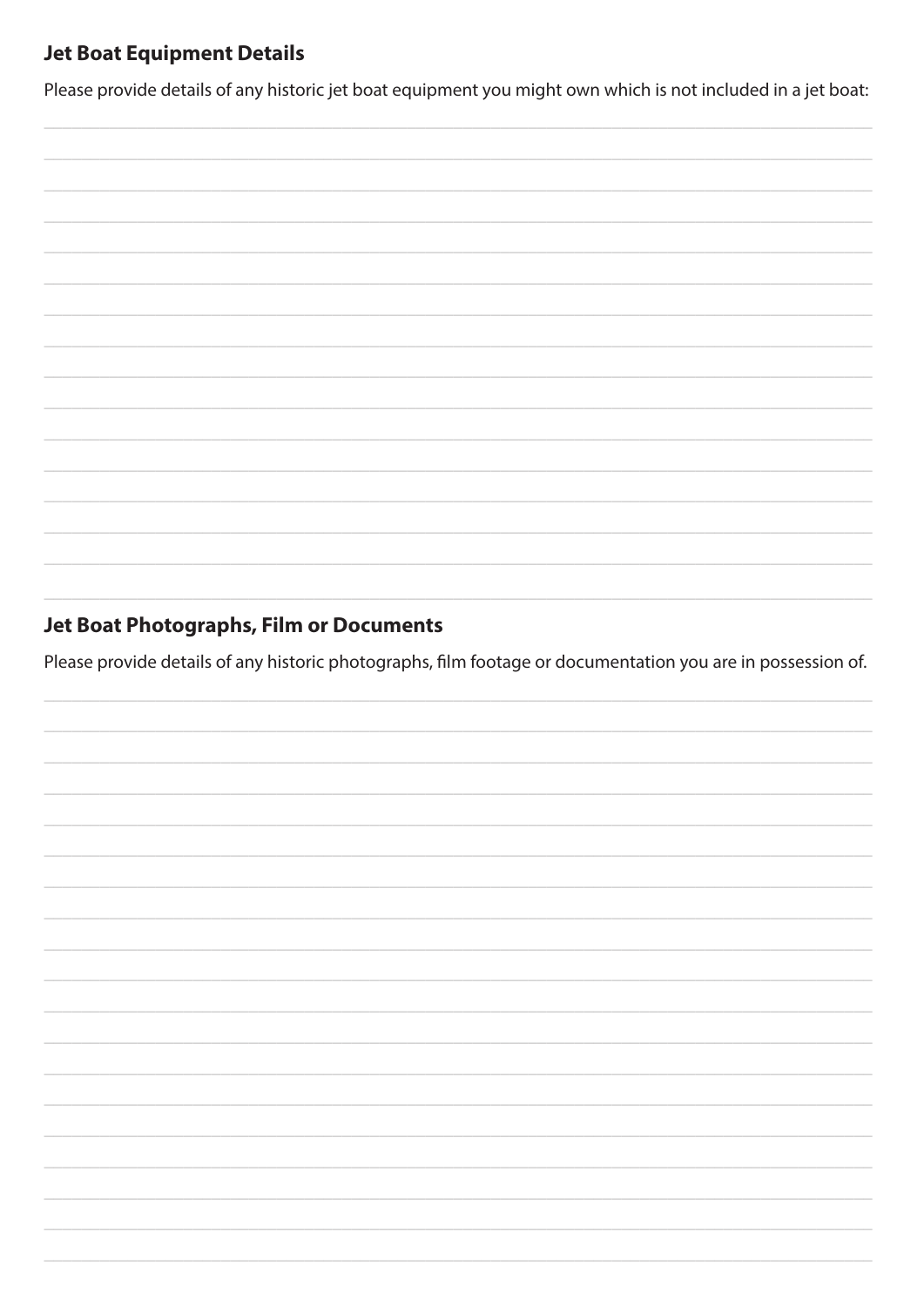## Jet Boat Equipment Details

Please provide details of any historic jet boat equipment you might own which is not included in a jet boat:

## Jet Boat Photographs, Film or Documents

Please provide details of any historic photographs, film footage or documentation you are in possession of.